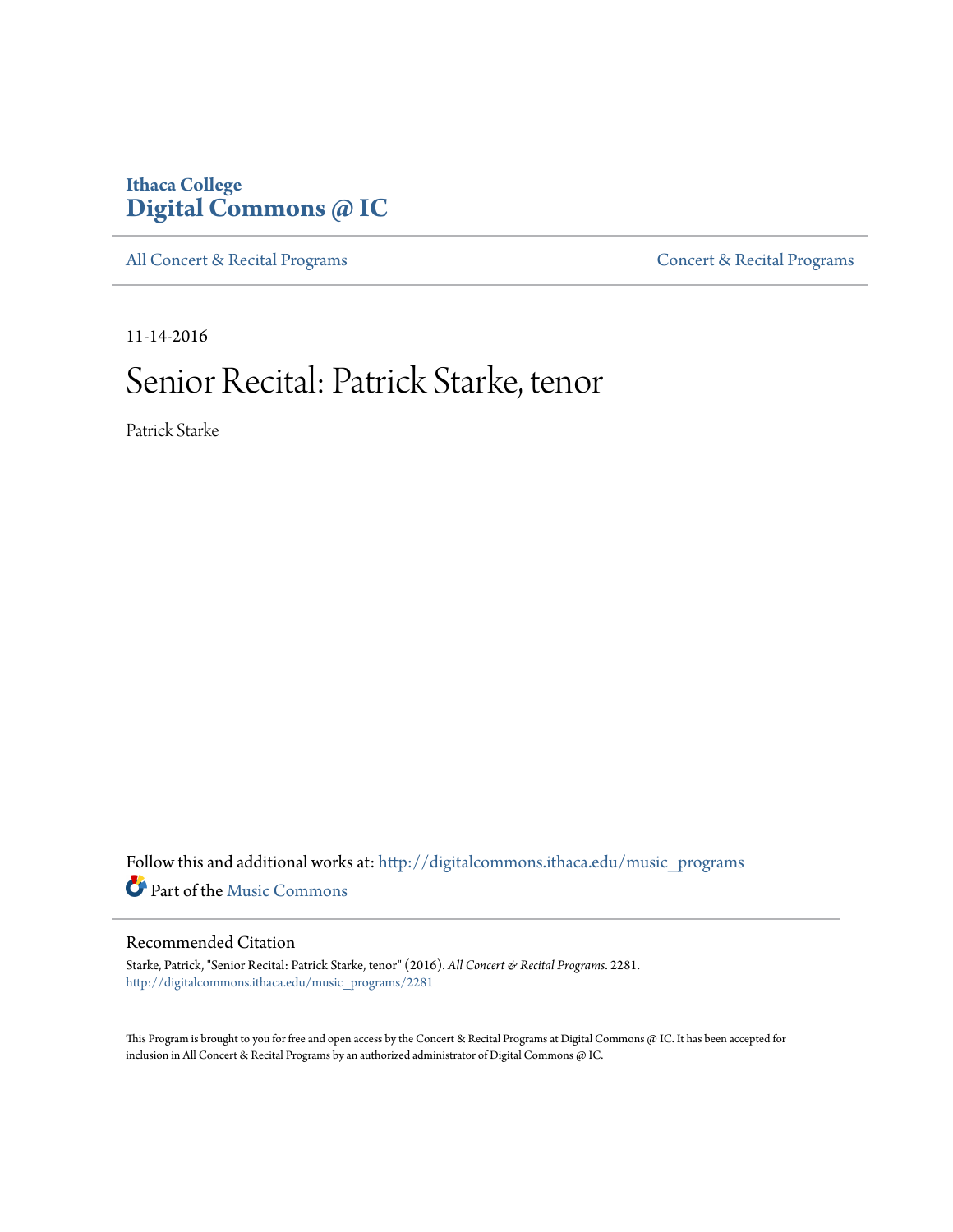Ithaca College
**Digital Commons @ IC**

All Concert & Recital Programs | Concert & Recital Programs

11-14-2016

# Senior Recital: Patrick Starke, tenor

Patrick Starke

Follow this and additional works at: http://digitalcommons.ithaca.edu/music_programs

Part of the Music Commons

## Recommended Citation

Starke, Patrick, "Senior Recital: Patrick Starke, tenor" (2016). *All Concert & Recital Programs*. 2281.
http://digitalcommons.ithaca.edu/music_programs/2281

This Program is brought to you for free and open access by the Concert & Recital Programs at Digital Commons @ IC. It has been accepted for inclusion in All Concert & Recital Programs by an authorized administrator of Digital Commons @ IC.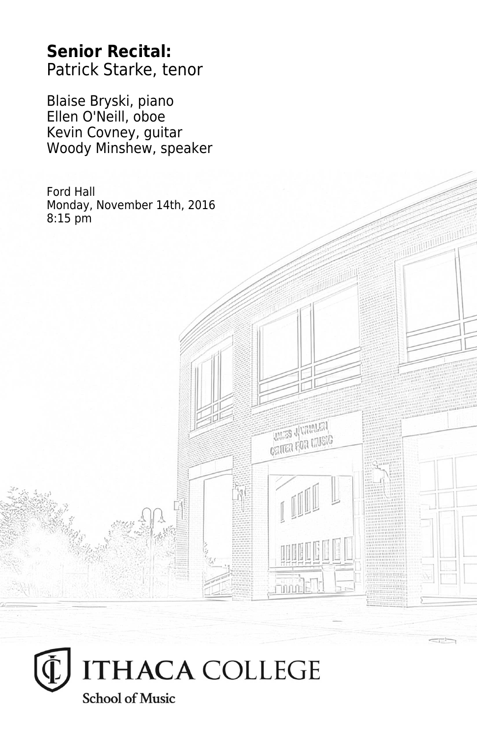**Senior Recital:**
Patrick Starke, tenor

Blaise Bryski, piano
Ellen O'Neill, oboe
Kevin Covney, guitar
Woody Minshew, speaker

Ford Hall
Monday, November 14th, 2016
8:15 pm

ITHACA COLLEGE
School of Music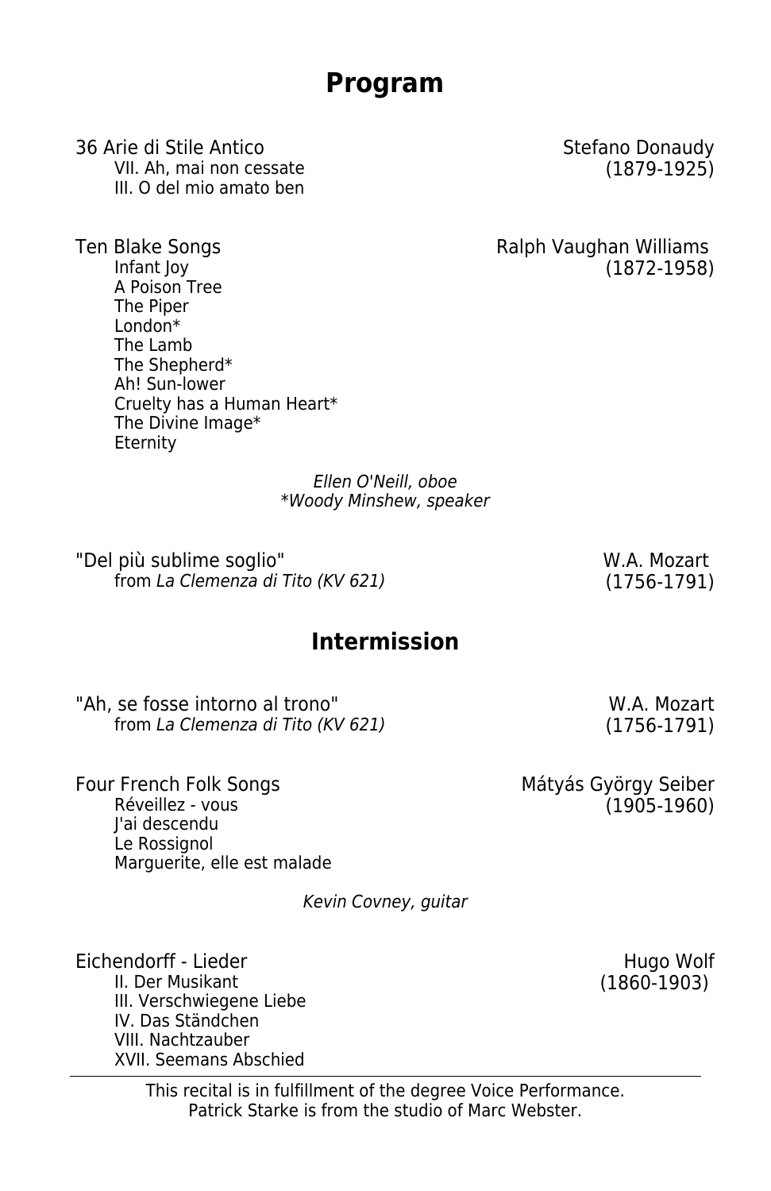# Program

36 Arie di Stile Antico — Stefano Donaudy (1879-1925)

- VII. Ah, mai non cessate
- III. O del mio amato ben

Ten Blake Songs — Ralph Vaughan Williams (1872-1958)

- Infant Joy
- A Poison Tree
- The Piper
- London*
- The Lamb
- The Shepherd*
- Ah! Sun-lower
- Cruelty has a Human Heart*
- The Divine Image*
- Eternity

*Ellen O'Neill, oboe*
**Woody Minshew, speaker*

"Del più sublime soglio" — W.A. Mozart (1756-1791)
from *La Clemenza di Tito (KV 621)*

## Intermission

"Ah, se fosse intorno al trono" — W.A. Mozart (1756-1791)
from *La Clemenza di Tito (KV 621)*

Four French Folk Songs — Mátyás György Seiber (1905-1960)

- Réveillez - vous
- J'ai descendu
- Le Rossignol
- Marguerite, elle est malade

*Kevin Covney, guitar*

Eichendorff - Lieder — Hugo Wolf (1860-1903)

- II. Der Musikant
- III. Verschwiegene Liebe
- IV. Das Ständchen
- VIII. Nachtzauber
- XVII. Seemans Abschied

---

This recital is in fulfillment of the degree Voice Performance.
Patrick Starke is from the studio of Marc Webster.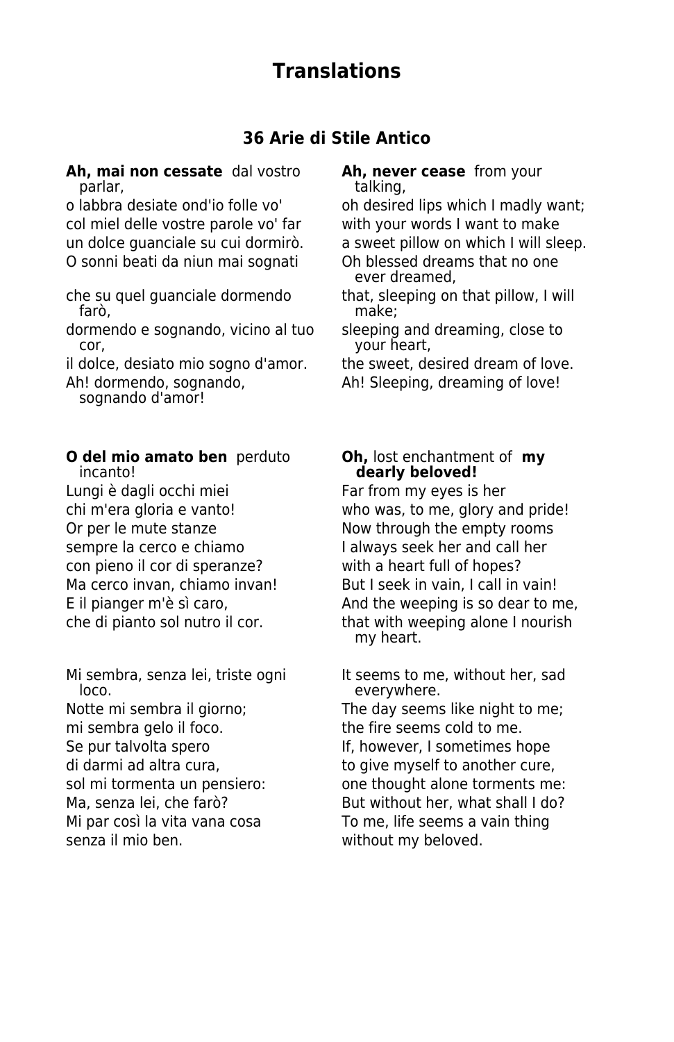# Translations

## 36 Arie di Stile Antico

| | |
|---|---|
| **Ah, mai non cessate** dal vostro parlar, | **Ah, never cease** from your talking, |
| o labbra desiate ond'io folle vo' | oh desired lips which I madly want; |
| col miel delle vostre parole vo' far | with your words I want to make |
| un dolce guanciale su cui dormirò. | a sweet pillow on which I will sleep. |
| O sonni beati da niun mai sognati | Oh blessed dreams that no one ever dreamed, |
| che su quel guanciale dormendo farò, | that, sleeping on that pillow, I will make; |
| dormendo e sognando, vicino al tuo cor, | sleeping and dreaming, close to your heart, |
| il dolce, desiato mio sogno d'amor. | the sweet, desired dream of love. |
| Ah! dormendo, sognando, sognando d'amor! | Ah! Sleeping, dreaming of love! |

| | |
|---|---|
| **O del mio amato ben** perduto incanto! | **Oh,** lost enchantment of **my dearly beloved!** |
| Lungi è dagli occhi miei | Far from my eyes is her |
| chi m'era gloria e vanto! | who was, to me, glory and pride! |
| Or per le mute stanze | Now through the empty rooms |
| sempre la cerco e chiamo | I always seek her and call her |
| con pieno il cor di speranze? | with a heart full of hopes? |
| Ma cerco invan, chiamo invan! | But I seek in vain, I call in vain! |
| E il pianger m'è sì caro, | And the weeping is so dear to me, |
| che di pianto sol nutro il cor. | that with weeping alone I nourish my heart. |
| | |
| Mi sembra, senza lei, triste ogni loco. | It seems to me, without her, sad everywhere. |
| Notte mi sembra il giorno; | The day seems like night to me; |
| mi sembra gelo il foco. | the fire seems cold to me. |
| Se pur talvolta spero | If, however, I sometimes hope |
| di darmi ad altra cura, | to give myself to another cure, |
| sol mi tormenta un pensiero: | one thought alone torments me: |
| Ma, senza lei, che farò? | But without her, what shall I do? |
| Mi par così la vita vana cosa | To me, life seems a vain thing |
| senza il mio ben. | without my beloved. |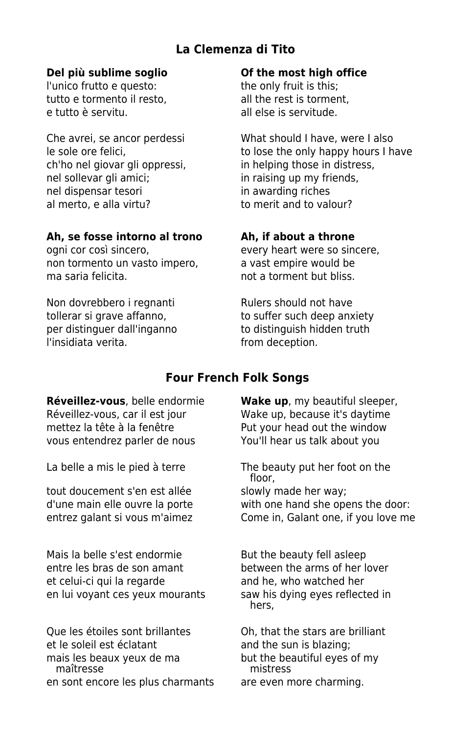## La Clemenza di Tito

| | |
|---|---|
| **Del più sublime soglio** | **Of the most high office** |
| l'unico frutto e questo: | the only fruit is this; |
| tutto e tormento il resto, | all the rest is torment, |
| e tutto è servitu. | all else is servitude. |
| | |
| Che avrei, se ancor perdessi | What should I have, were I also |
| le sole ore felici, | to lose the only happy hours I have |
| ch'ho nel giovar gli oppressi, | in helping those in distress, |
| nel sollevar gli amici; | in raising up my friends, |
| nel dispensar tesori | in awarding riches |
| al merto, e alla virtu? | to merit and to valour? |
| | |
| **Ah, se fosse intorno al trono** | **Ah, if about a throne** |
| ogni cor così sincero, | every heart were so sincere, |
| non tormento un vasto impero, | a vast empire would be |
| ma saria felicita. | not a torment but bliss. |
| | |
| Non dovrebbero i regnanti | Rulers should not have |
| tollerar si grave affanno, | to suffer such deep anxiety |
| per distinguer dall'inganno | to distinguish hidden truth |
| l'insidiata verita. | from deception. |

## Four French Folk Songs

| | |
|---|---|
| **Réveillez-vous**, belle endormie | **Wake up**, my beautiful sleeper, |
| Réveillez-vous, car il est jour | Wake up, because it's daytime |
| mettez la tête à la fenêtre | Put your head out the window |
| vous entendrez parler de nous | You'll hear us talk about you |
| | |
| La belle a mis le pied à terre | The beauty put her foot on the floor, |
| tout doucement s'en est allée | slowly made her way; |
| d'une main elle ouvre la porte | with one hand she opens the door: |
| entrez galant si vous m'aimez | Come in, Galant one, if you love me |
| | |
| Mais la belle s'est endormie | But the beauty fell asleep |
| entre les bras de son amant | between the arms of her lover |
| et celui-ci qui la regarde | and he, who watched her |
| en lui voyant ces yeux mourants | saw his dying eyes reflected in hers, |
| | |
| Que les étoiles sont brillantes | Oh, that the stars are brilliant |
| et le soleil est éclatant | and the sun is blazing; |
| mais les beaux yeux de ma maîtresse | but the beautiful eyes of my mistress |
| en sont encore les plus charmants | are even more charming. |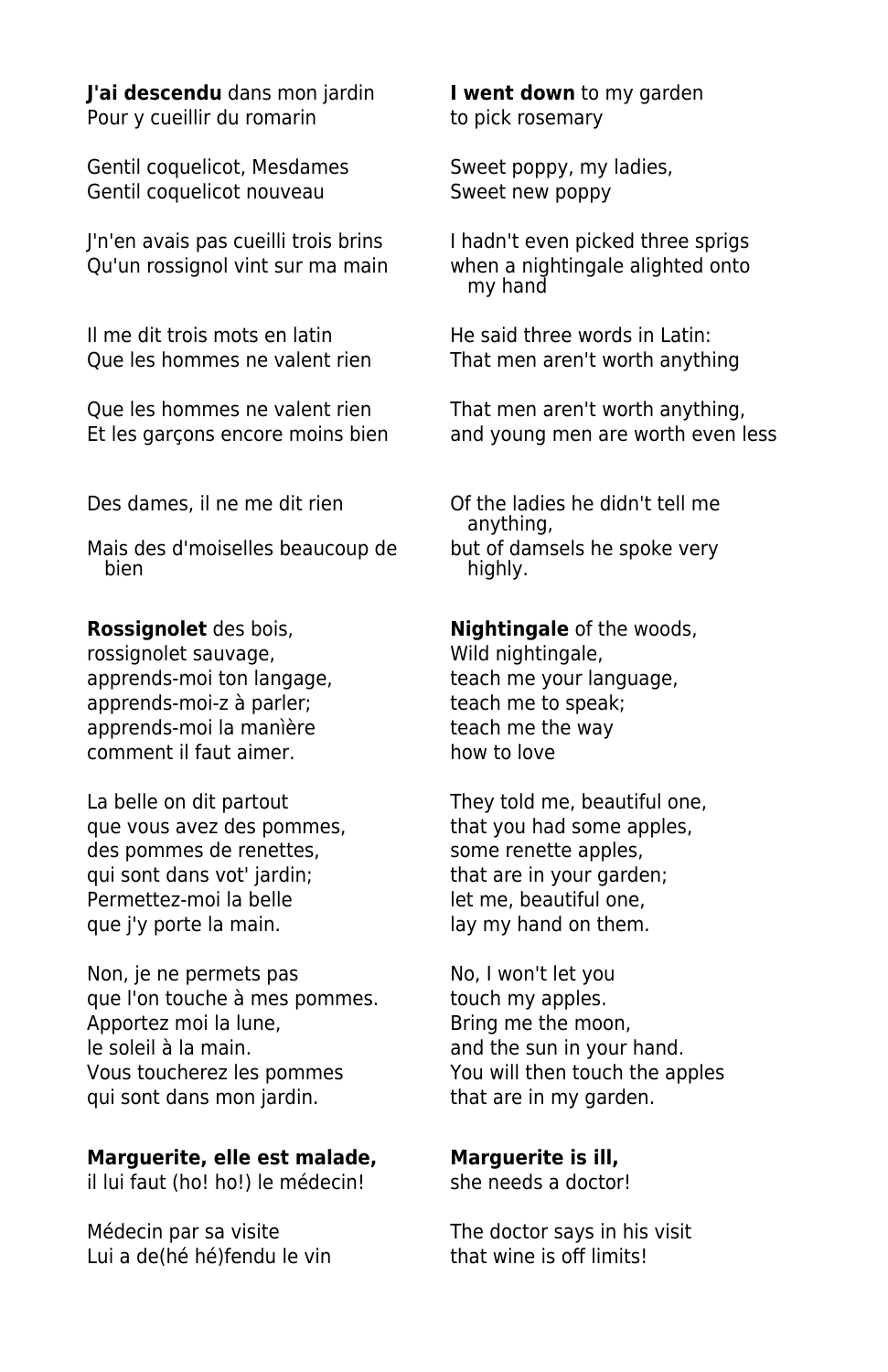| | |
|---|---|
| **J'ai descendu** dans mon jardin<br>Pour y cueillir du romarin | **I went down** to my garden<br>to pick rosemary |
| Gentil coquelicot, Mesdames<br>Gentil coquelicot nouveau | Sweet poppy, my ladies,<br>Sweet new poppy |
| J'n'en avais pas cueilli trois brins<br>Qu'un rossignol vint sur ma main | I hadn't even picked three sprigs<br>when a nightingale alighted onto my hand |
| Il me dit trois mots en latin<br>Que les hommes ne valent rien | He said three words in Latin:<br>That men aren't worth anything |
| Que les hommes ne valent rien<br>Et les garçons encore moins bien | That men aren't worth anything,<br>and young men are worth even less |
| Des dames, il ne me dit rien | Of the ladies he didn't tell me anything, |
| Mais des d'moiselles beaucoup de bien | but of damsels he spoke very highly. |
| **Rossignolet** des bois,<br>rossignolet sauvage,<br>apprends-moi ton langage,<br>apprends-moi-z à parler;<br>apprends-moi la manière<br>comment il faut aimer. | **Nightingale** of the woods,<br>Wild nightingale,<br>teach me your language,<br>teach me to speak;<br>teach me the way<br>how to love |
| La belle on dit partout<br>que vous avez des pommes,<br>des pommes de renettes,<br>qui sont dans vot' jardin;<br>Permettez-moi la belle<br>que j'y porte la main. | They told me, beautiful one,<br>that you had some apples,<br>some renette apples,<br>that are in your garden;<br>let me, beautiful one,<br>lay my hand on them. |
| Non, je ne permets pas<br>que l'on touche à mes pommes.<br>Apportez moi la lune,<br>le soleil à la main.<br>Vous toucherez les pommes<br>qui sont dans mon jardin. | No, I won't let you<br>touch my apples.<br>Bring me the moon,<br>and the sun in your hand.<br>You will then touch the apples<br>that are in my garden. |
| **Marguerite, elle est malade,**<br>il lui faut (ho! ho!) le médecin! | **Marguerite is ill,**<br>she needs a doctor! |
| Médecin par sa visite<br>Lui a de(hé hé)fendu le vin | The doctor says in his visit<br>that wine is off limits! |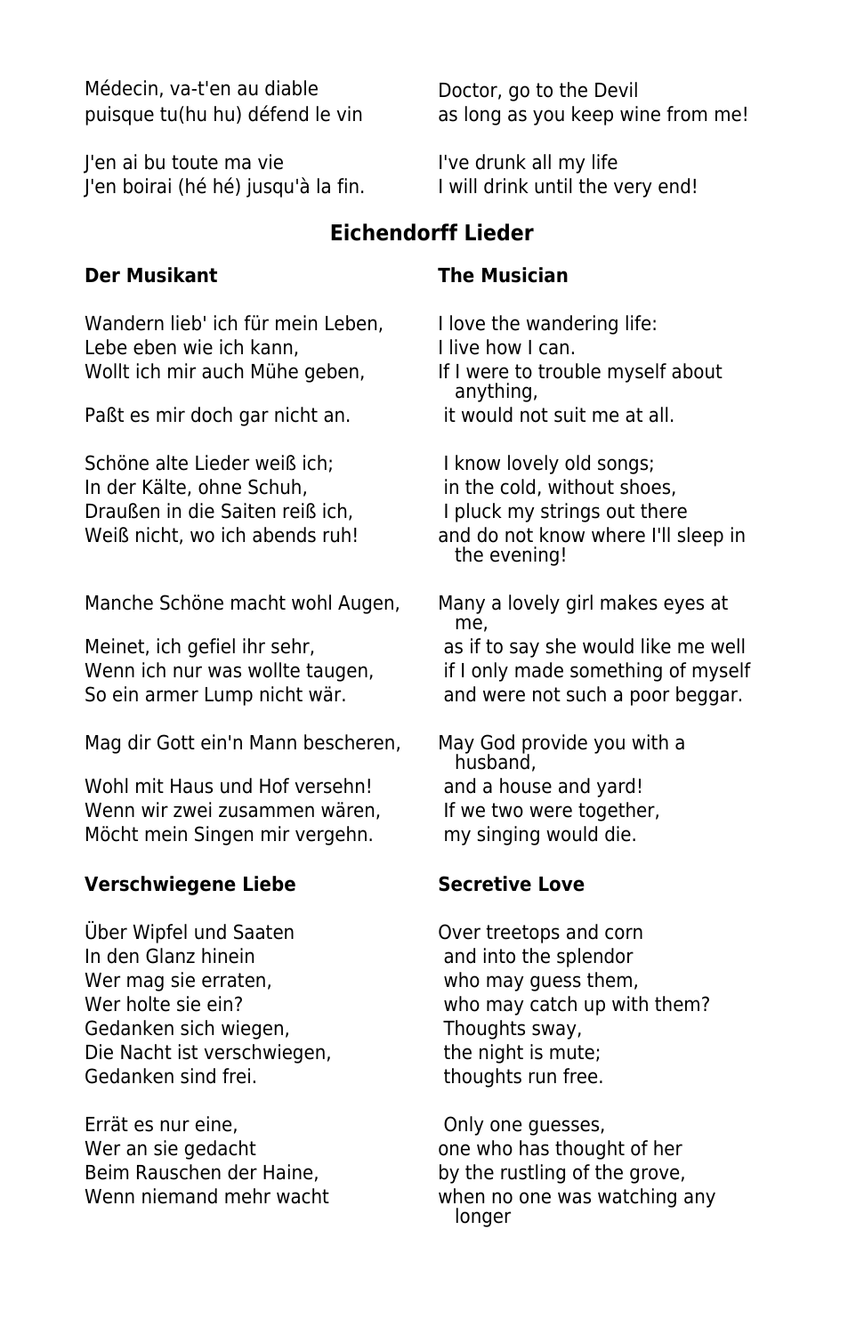| | |
|---|---|
| Médecin, va-t'en au diable | Doctor, go to the Devil |
| puisque tu(hu hu) défend le vin | as long as you keep wine from me! |
| | |
| J'en ai bu toute ma vie | I've drunk all my life |
| J'en boirai (hé hé) jusqu'à la fin. | I will drink until the very end! |

## Eichendorff Lieder

| **Der Musikant** | **The Musician** |
|---|---|
| Wandern lieb' ich für mein Leben, | I love the wandering life: |
| Lebe eben wie ich kann, | I live how I can. |
| Wollt ich mir auch Mühe geben, | If I were to trouble myself about anything, |
| Paßt es mir doch gar nicht an. | it would not suit me at all. |
| | |
| Schöne alte Lieder weiß ich; | I know lovely old songs; |
| In der Kälte, ohne Schuh, | in the cold, without shoes, |
| Draußen in die Saiten reiß ich, | I pluck my strings out there |
| Weiß nicht, wo ich abends ruh! | and do not know where I'll sleep in the evening! |
| | |
| Manche Schöne macht wohl Augen, | Many a lovely girl makes eyes at me, |
| Meinet, ich gefiel ihr sehr, | as if to say she would like me well |
| Wenn ich nur was wollte taugen, | if I only made something of myself |
| So ein armer Lump nicht wär. | and were not such a poor beggar. |
| | |
| Mag dir Gott ein'n Mann bescheren, | May God provide you with a husband, |
| Wohl mit Haus und Hof versehn! | and a house and yard! |
| Wenn wir zwei zusammen wären, | If we two were together, |
| Möcht mein Singen mir vergehn. | my singing would die. |

| **Verschwiegene Liebe** | **Secretive Love** |
|---|---|
| Über Wipfel und Saaten | Over treetops and corn |
| In den Glanz hinein | and into the splendor |
| Wer mag sie erraten, | who may guess them, |
| Wer holte sie ein? | who may catch up with them? |
| Gedanken sich wiegen, | Thoughts sway, |
| Die Nacht ist verschwiegen, | the night is mute; |
| Gedanken sind frei. | thoughts run free. |
| | |
| Errät es nur eine, | Only one guesses, |
| Wer an sie gedacht | one who has thought of her |
| Beim Rauschen der Haine, | by the rustling of the grove, |
| Wenn niemand mehr wacht | when no one was watching any longer |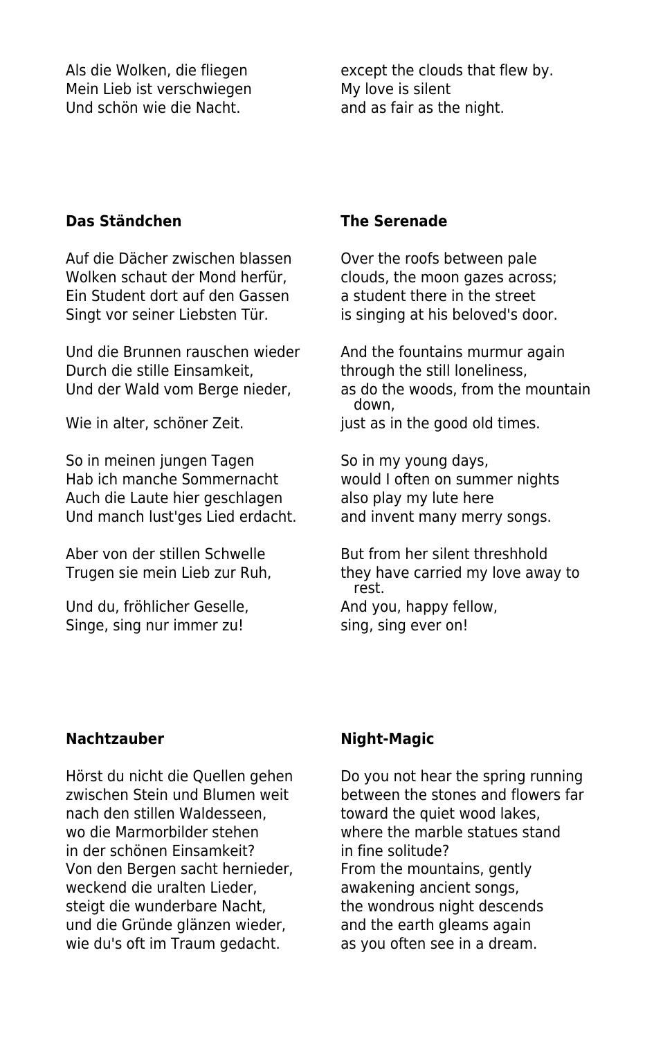Als die Wolken, die fliegen
Mein Lieb ist verschwiegen
Und schön wie die Nacht.

except the clouds that flew by.
My love is silent
and as fair as the night.

**Das Ständchen**

Auf die Dächer zwischen blassen
Wolken schaut der Mond herfür,
Ein Student dort auf den Gassen
Singt vor seiner Liebsten Tür.

Und die Brunnen rauschen wieder
Durch die stille Einsamkeit,
Und der Wald vom Berge nieder,
Wie in alter, schöner Zeit.

So in meinen jungen Tagen
Hab ich manche Sommernacht
Auch die Laute hier geschlagen
Und manch lust'ges Lied erdacht.

Aber von der stillen Schwelle
Trugen sie mein Lieb zur Ruh,
Und du, fröhlicher Geselle,
Singe, sing nur immer zu!

**The Serenade**

Over the roofs between pale
clouds, the moon gazes across;
a student there in the street
is singing at his beloved's door.

And the fountains murmur again
through the still loneliness,
as do the woods, from the mountain down,
just as in the good old times.

So in my young days,
would I often on summer nights
also play my lute here
and invent many merry songs.

But from her silent threshhold
they have carried my love away to rest.
And you, happy fellow,
sing, sing ever on!

**Nachtzauber**

Hörst du nicht die Quellen gehen
zwischen Stein und Blumen weit
nach den stillen Waldesseen,
wo die Marmorbilder stehen
in der schönen Einsamkeit?
Von den Bergen sacht hernieder,
weckend die uralten Lieder,
steigt die wunderbare Nacht,
und die Gründe glänzen wieder,
wie du's oft im Traum gedacht.

**Night-Magic**

Do you not hear the spring running
between the stones and flowers far
toward the quiet wood lakes,
where the marble statues stand
in fine solitude?
From the mountains, gently
awakening ancient songs,
the wondrous night descends
and the earth gleams again
as you often see in a dream.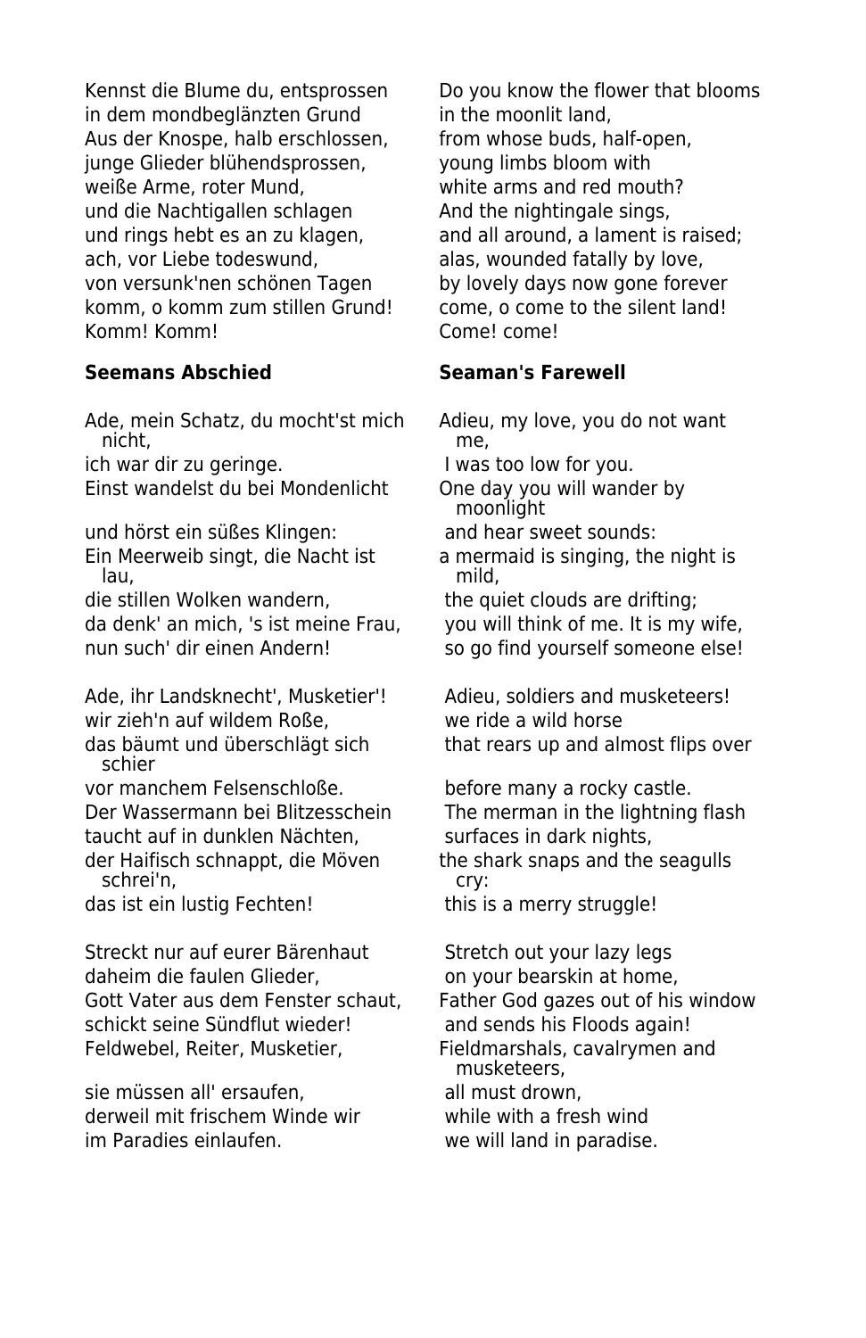Kennst die Blume du, entsprossen
in dem mondbeglänzten Grund
Aus der Knospe, halb erschlossen,
junge Glieder blühendsprossen,
weiße Arme, roter Mund,
und die Nachtigallen schlagen
und rings hebt es an zu klagen,
ach, vor Liebe todeswund,
von versunk'nen schönen Tagen
komm, o komm zum stillen Grund!
Komm! Komm!

Do you know the flower that blooms
in the moonlit land,
from whose buds, half-open,
young limbs bloom with
white arms and red mouth?
And the nightingale sings,
and all around, a lament is raised;
alas, wounded fatally by love,
by lovely days now gone forever
come, o come to the silent land!
Come! come!

**Seemans Abschied**

Ade, mein Schatz, du mocht'st mich nicht,
ich war dir zu geringe.
Einst wandelst du bei Mondenlicht
und hörst ein süßes Klingen:
Ein Meerweib singt, die Nacht ist lau,
die stillen Wolken wandern,
da denk' an mich, 's ist meine Frau,
nun such' dir einen Andern!

Ade, ihr Landsknecht', Musketier'!
wir zieh'n auf wildem Roße,
das bäumt und überschlägt sich schier
vor manchem Felsenschloße.
Der Wassermann bei Blitzesschein
taucht auf in dunklen Nächten,
der Haifisch schnappt, die Möven schrei'n,
das ist ein lustig Fechten!

Streckt nur auf eurer Bärenhaut
daheim die faulen Glieder,
Gott Vater aus dem Fenster schaut,
schickt seine Sündflut wieder!
Feldwebel, Reiter, Musketier,
sie müssen all' ersaufen,
derweil mit frischem Winde wir
im Paradies einlaufen.

**Seaman's Farewell**

Adieu, my love, you do not want me,
I was too low for you.
One day you will wander by moonlight
and hear sweet sounds:
a mermaid is singing, the night is mild,
the quiet clouds are drifting;
you will think of me. It is my wife,
so go find yourself someone else!

Adieu, soldiers and musketeers!
we ride a wild horse
that rears up and almost flips over
before many a rocky castle.
The merman in the lightning flash
surfaces in dark nights,
the shark snaps and the seagulls cry:
this is a merry struggle!

Stretch out your lazy legs
on your bearskin at home,
Father God gazes out of his window
and sends his Floods again!
Fieldmarshals, cavalrymen and musketeers,
all must drown,
while with a fresh wind
we will land in paradise.